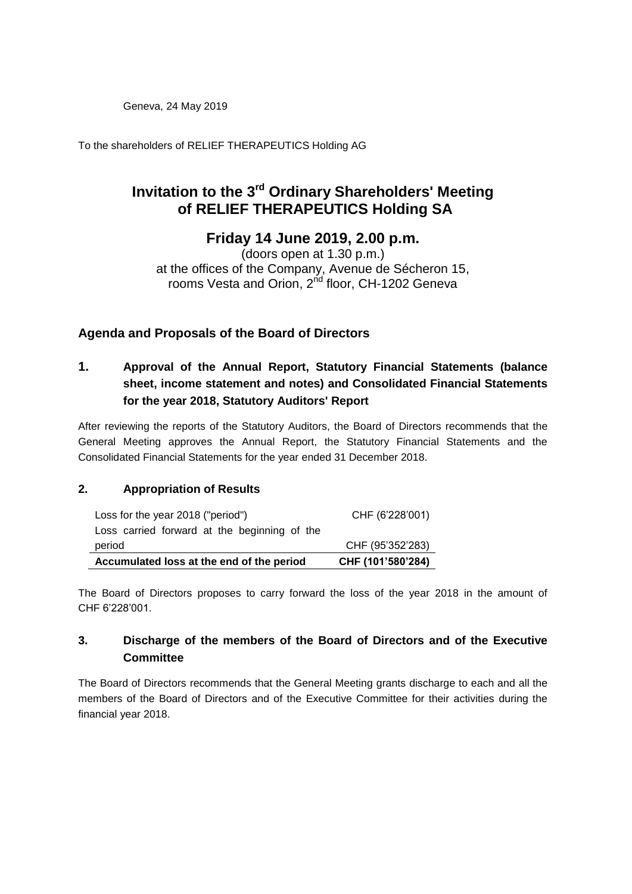Geneva, 24 May 2019

To the shareholders of RELIEF THERAPEUTICS Holding AG

# Invitation to the 3rd Ordinary Shareholders' Meeting of RELIEF THERAPEUTICS Holding SA

## Friday 14 June 2019, 2.00 p.m.

(doors open at 1.30 p.m.)
at the offices of the Company, Avenue de Sécheron 15,
rooms Vesta and Orion, 2nd floor, CH-1202 Geneva

## Agenda and Proposals of the Board of Directors

### 1. Approval of the Annual Report, Statutory Financial Statements (balance sheet, income statement and notes) and Consolidated Financial Statements for the year 2018, Statutory Auditors' Report

After reviewing the reports of the Statutory Auditors, the Board of Directors recommends that the General Meeting approves the Annual Report, the Statutory Financial Statements and the Consolidated Financial Statements for the year ended 31 December 2018.

### 2. Appropriation of Results

| | |
|---|---|
| Loss for the year 2018 ("period") | CHF (6'228'001) |
| Loss carried forward at the beginning of the period | CHF (95'352'283) |
| **Accumulated loss at the end of the period** | **CHF (101'580'284)** |

The Board of Directors proposes to carry forward the loss of the year 2018 in the amount of CHF 6'228'001.

### 3. Discharge of the members of the Board of Directors and of the Executive Committee

The Board of Directors recommends that the General Meeting grants discharge to each and all the members of the Board of Directors and of the Executive Committee for their activities during the financial year 2018.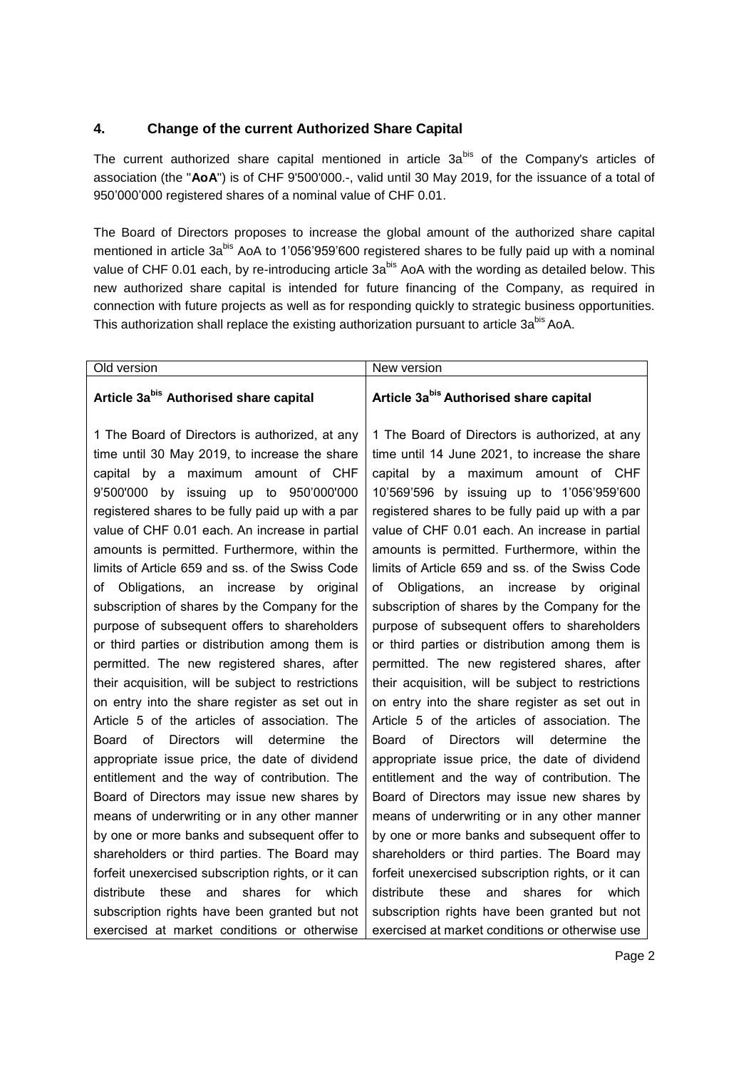## 4. Change of the current Authorized Share Capital

The current authorized share capital mentioned in article 3a$^{bis}$ of the Company's articles of association (the "**AoA**") is of CHF 9'500'000.-, valid until 30 May 2019, for the issuance of a total of 950'000'000 registered shares of a nominal value of CHF 0.01.

The Board of Directors proposes to increase the global amount of the authorized share capital mentioned in article 3a$^{bis}$ AoA to 1'056'959'600 registered shares to be fully paid up with a nominal value of CHF 0.01 each, by re-introducing article 3a$^{bis}$ AoA with the wording as detailed below. This new authorized share capital is intended for future financing of the Company, as required in connection with future projects as well as for responding quickly to strategic business opportunities. This authorization shall replace the existing authorization pursuant to article 3a$^{bis}$ AoA.

| Old version | New version |
|---|---|
| **Article 3a$^{bis}$ Authorised share capital**<br><br>1 The Board of Directors is authorized, at any time until 30 May 2019, to increase the share capital by a maximum amount of CHF 9'500'000 by issuing up to 950'000'000 registered shares to be fully paid up with a par value of CHF 0.01 each. An increase in partial amounts is permitted. Furthermore, within the limits of Article 659 and ss. of the Swiss Code of Obligations, an increase by original subscription of shares by the Company for the purpose of subsequent offers to shareholders or third parties or distribution among them is permitted. The new registered shares, after their acquisition, will be subject to restrictions on entry into the share register as set out in Article 5 of the articles of association. The Board of Directors will determine the appropriate issue price, the date of dividend entitlement and the way of contribution. The Board of Directors may issue new shares by means of underwriting or in any other manner by one or more banks and subsequent offer to shareholders or third parties. The Board may forfeit unexercised subscription rights, or it can distribute these and shares for which subscription rights have been granted but not exercised at market conditions or otherwise | **Article 3a$^{bis}$ Authorised share capital**<br><br>1 The Board of Directors is authorized, at any time until 14 June 2021, to increase the share capital by a maximum amount of CHF 10'569'596 by issuing up to 1'056'959'600 registered shares to be fully paid up with a par value of CHF 0.01 each. An increase in partial amounts is permitted. Furthermore, within the limits of Article 659 and ss. of the Swiss Code of Obligations, an increase by original subscription of shares by the Company for the purpose of subsequent offers to shareholders or third parties or distribution among them is permitted. The new registered shares, after their acquisition, will be subject to restrictions on entry into the share register as set out in Article 5 of the articles of association. The Board of Directors will determine the appropriate issue price, the date of dividend entitlement and the way of contribution. The Board of Directors may issue new shares by means of underwriting or in any other manner by one or more banks and subsequent offer to shareholders or third parties. The Board may forfeit unexercised subscription rights, or it can distribute these and shares for which subscription rights have been granted but not exercised at market conditions or otherwise use |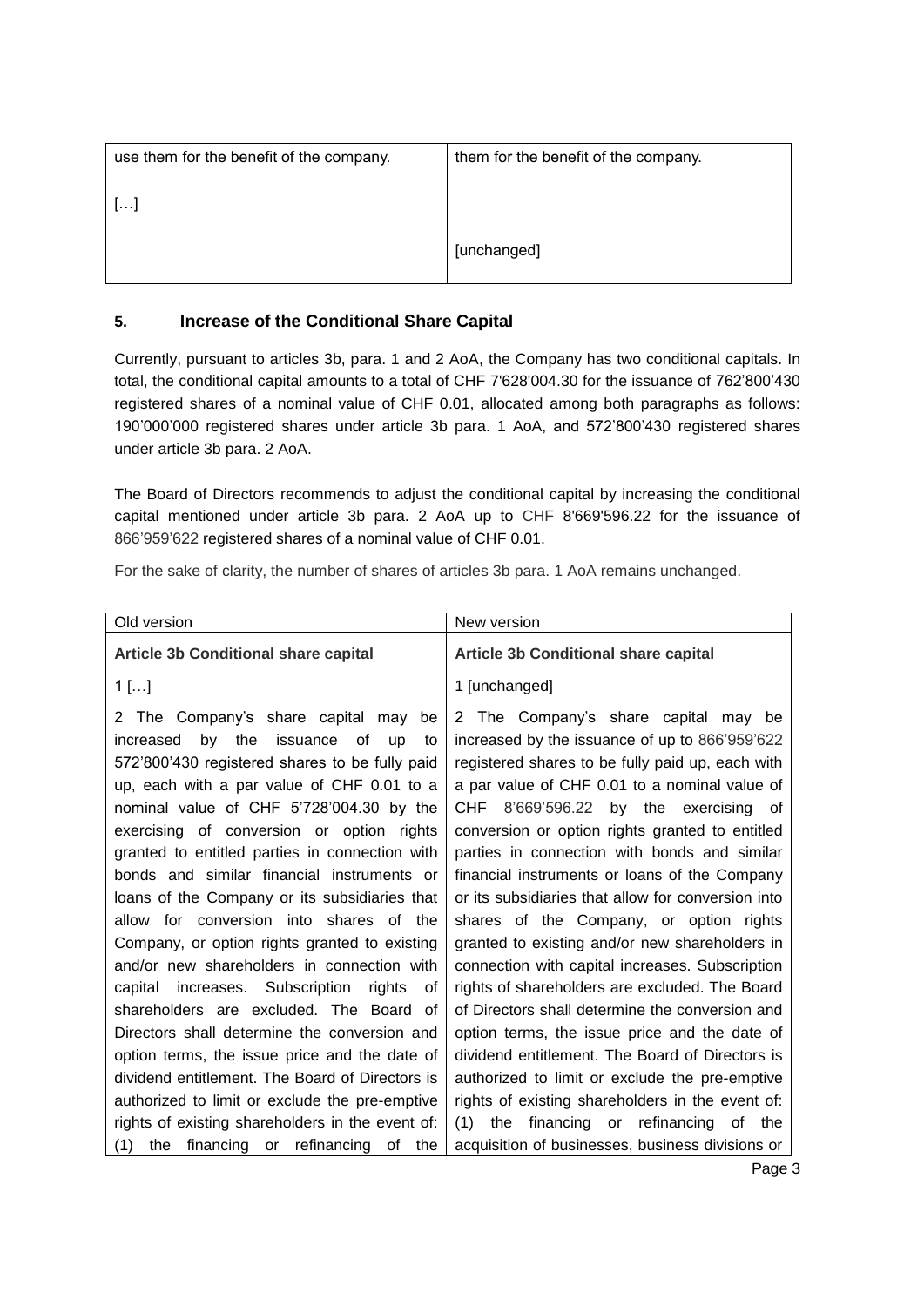| use them for the benefit of the company. | them for the benefit of the company. |
|---|---|
| […] | [unchanged] |

## 5. Increase of the Conditional Share Capital

Currently, pursuant to articles 3b, para. 1 and 2 AoA, the Company has two conditional capitals. In total, the conditional capital amounts to a total of CHF 7'628'004.30 for the issuance of 762'800'430 registered shares of a nominal value of CHF 0.01, allocated among both paragraphs as follows: 190'000'000 registered shares under article 3b para. 1 AoA, and 572'800'430 registered shares under article 3b para. 2 AoA.

The Board of Directors recommends to adjust the conditional capital by increasing the conditional capital mentioned under article 3b para. 2 AoA up to CHF 8'669'596.22 for the issuance of 866'959'622 registered shares of a nominal value of CHF 0.01.

For the sake of clarity, the number of shares of articles 3b para. 1 AoA remains unchanged.

| Old version | New version |
|---|---|
| **Article 3b Conditional share capital** | **Article 3b Conditional share capital** |
| 1 […] | 1 [unchanged] |
| 2 The Company's share capital may be increased by the issuance of up to 572'800'430 registered shares to be fully paid up, each with a par value of CHF 0.01 to a nominal value of CHF 5'728'004.30 by the exercising of conversion or option rights granted to entitled parties in connection with bonds and similar financial instruments or loans of the Company or its subsidiaries that allow for conversion into shares of the Company, or option rights granted to existing and/or new shareholders in connection with capital increases. Subscription rights of shareholders are excluded. The Board of Directors shall determine the conversion and option terms, the issue price and the date of dividend entitlement. The Board of Directors is authorized to limit or exclude the pre-emptive rights of existing shareholders in the event of: (1) the financing or refinancing of the | 2 The Company's share capital may be increased by the issuance of up to 866'959'622 registered shares to be fully paid up, each with a par value of CHF 0.01 to a nominal value of CHF 8'669'596.22 by the exercising of conversion or option rights granted to entitled parties in connection with bonds and similar financial instruments or loans of the Company or its subsidiaries that allow for conversion into shares of the Company, or option rights granted to existing and/or new shareholders in connection with capital increases. Subscription rights of shareholders are excluded. The Board of Directors shall determine the conversion and option terms, the issue price and the date of dividend entitlement. The Board of Directors is authorized to limit or exclude the pre-emptive rights of existing shareholders in the event of: (1) the financing or refinancing of the acquisition of businesses, business divisions or |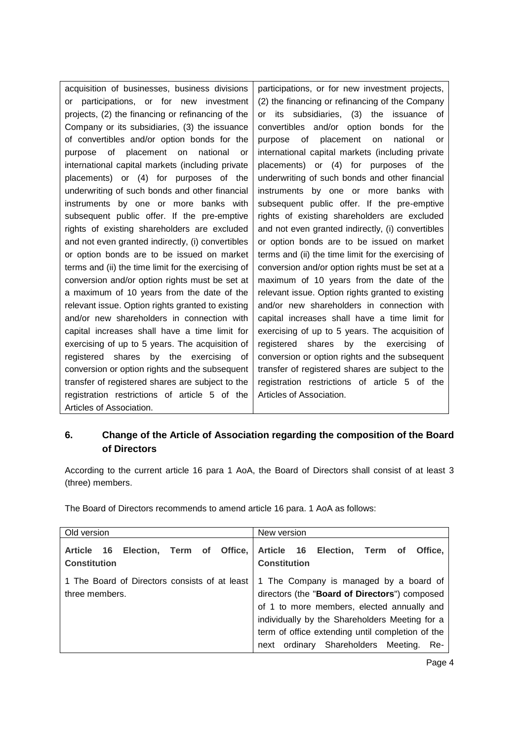| | |
|---|---|
| acquisition of businesses, business divisions or participations, or for new investment projects, (2) the financing or refinancing of the Company or its subsidiaries, (3) the issuance of convertibles and/or option bonds for the purpose of placement on national or international capital markets (including private placements) or (4) for purposes of the underwriting of such bonds and other financial instruments by one or more banks with subsequent public offer. If the pre-emptive rights of existing shareholders are excluded and not even granted indirectly, (i) convertibles or option bonds are to be issued on market terms and (ii) the time limit for the exercising of conversion and/or option rights must be set at a maximum of 10 years from the date of the relevant issue. Option rights granted to existing and/or new shareholders in connection with capital increases shall have a time limit for exercising of up to 5 years. The acquisition of registered shares by the exercising of conversion or option rights and the subsequent transfer of registered shares are subject to the registration restrictions of article 5 of the Articles of Association. | participations, or for new investment projects, (2) the financing or refinancing of the Company or its subsidiaries, (3) the issuance of convertibles and/or option bonds for the purpose of placement on national or international capital markets (including private placements) or (4) for purposes of the underwriting of such bonds and other financial instruments by one or more banks with subsequent public offer. If the pre-emptive rights of existing shareholders are excluded and not even granted indirectly, (i) convertibles or option bonds are to be issued on market terms and (ii) the time limit for the exercising of conversion and/or option rights must be set at a maximum of 10 years from the date of the relevant issue. Option rights granted to existing and/or new shareholders in connection with capital increases shall have a time limit for exercising of up to 5 years. The acquisition of registered shares by the exercising of conversion or option rights and the subsequent transfer of registered shares are subject to the registration restrictions of article 5 of the Articles of Association. |

## 6. Change of the Article of Association regarding the composition of the Board of Directors

According to the current article 16 para 1 AoA, the Board of Directors shall consist of at least 3 (three) members.

The Board of Directors recommends to amend article 16 para. 1 AoA as follows:

| Old version | New version |
|---|---|
| **Article 16 Election, Term of Office, Constitution** | **Article 16 Election, Term of Office, Constitution** |
| 1 The Board of Directors consists of at least three members. | 1 The Company is managed by a board of directors (the "**Board of Directors**") composed of 1 to more members, elected annually and individually by the Shareholders Meeting for a term of office extending until completion of the next ordinary Shareholders Meeting. Re- |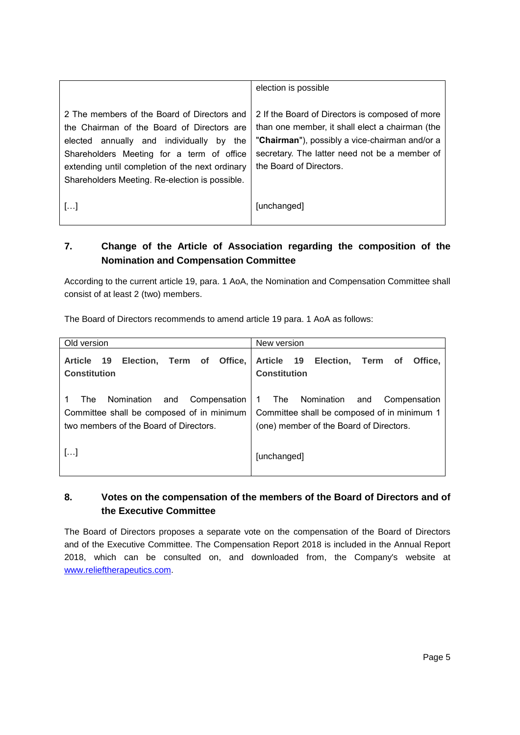| | |
|---|---|
| | election is possible |
| 2 The members of the Board of Directors and the Chairman of the Board of Directors are elected annually and individually by the Shareholders Meeting for a term of office extending until completion of the next ordinary Shareholders Meeting. Re-election is possible. | 2 If the Board of Directors is composed of more than one member, it shall elect a chairman (the "**Chairman**"), possibly a vice-chairman and/or a secretary. The latter need not be a member of the Board of Directors. |
| […] | [unchanged] |

## 7. Change of the Article of Association regarding the composition of the Nomination and Compensation Committee

According to the current article 19, para. 1 AoA, the Nomination and Compensation Committee shall consist of at least 2 (two) members.

The Board of Directors recommends to amend article 19 para. 1 AoA as follows:

| Old version | New version |
|---|---|
| **Article 19 Election, Term of Office, Constitution** | **Article 19 Election, Term of Office, Constitution** |
| 1 The Nomination and Compensation Committee shall be composed of in minimum two members of the Board of Directors. | 1 The Nomination and Compensation Committee shall be composed of in minimum 1 (one) member of the Board of Directors. |
| […] | [unchanged] |

## 8. Votes on the compensation of the members of the Board of Directors and of the Executive Committee

The Board of Directors proposes a separate vote on the compensation of the Board of Directors and of the Executive Committee. The Compensation Report 2018 is included in the Annual Report 2018, which can be consulted on, and downloaded from, the Company's website at www.relieftherapeutics.com.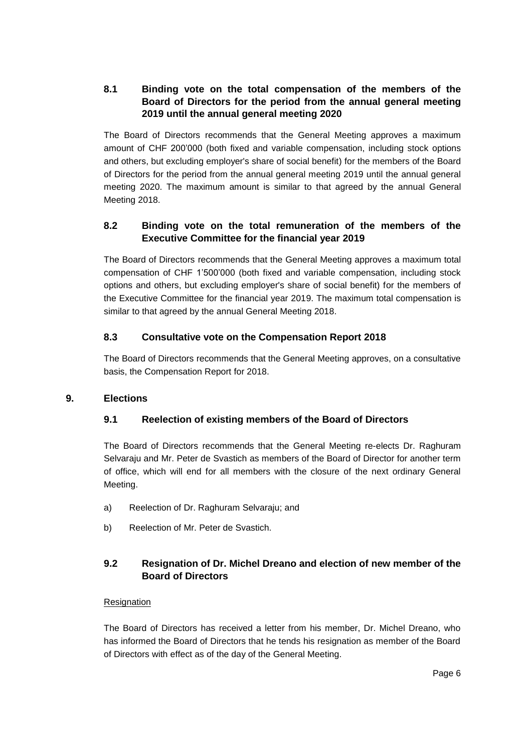### 8.1 Binding vote on the total compensation of the members of the Board of Directors for the period from the annual general meeting 2019 until the annual general meeting 2020

The Board of Directors recommends that the General Meeting approves a maximum amount of CHF 200'000 (both fixed and variable compensation, including stock options and others, but excluding employer's share of social benefit) for the members of the Board of Directors for the period from the annual general meeting 2019 until the annual general meeting 2020. The maximum amount is similar to that agreed by the annual General Meeting 2018.

### 8.2 Binding vote on the total remuneration of the members of the Executive Committee for the financial year 2019

The Board of Directors recommends that the General Meeting approves a maximum total compensation of CHF 1'500'000 (both fixed and variable compensation, including stock options and others, but excluding employer's share of social benefit) for the members of the Executive Committee for the financial year 2019. The maximum total compensation is similar to that agreed by the annual General Meeting 2018.

### 8.3 Consultative vote on the Compensation Report 2018

The Board of Directors recommends that the General Meeting approves, on a consultative basis, the Compensation Report for 2018.

## 9. Elections

### 9.1 Reelection of existing members of the Board of Directors

The Board of Directors recommends that the General Meeting re-elects Dr. Raghuram Selvaraju and Mr. Peter de Svastich as members of the Board of Director for another term of office, which will end for all members with the closure of the next ordinary General Meeting.

a) Reelection of Dr. Raghuram Selvaraju; and

b) Reelection of Mr. Peter de Svastich.

### 9.2 Resignation of Dr. Michel Dreano and election of new member of the Board of Directors

Resignation

The Board of Directors has received a letter from his member, Dr. Michel Dreano, who has informed the Board of Directors that he tends his resignation as member of the Board of Directors with effect as of the day of the General Meeting.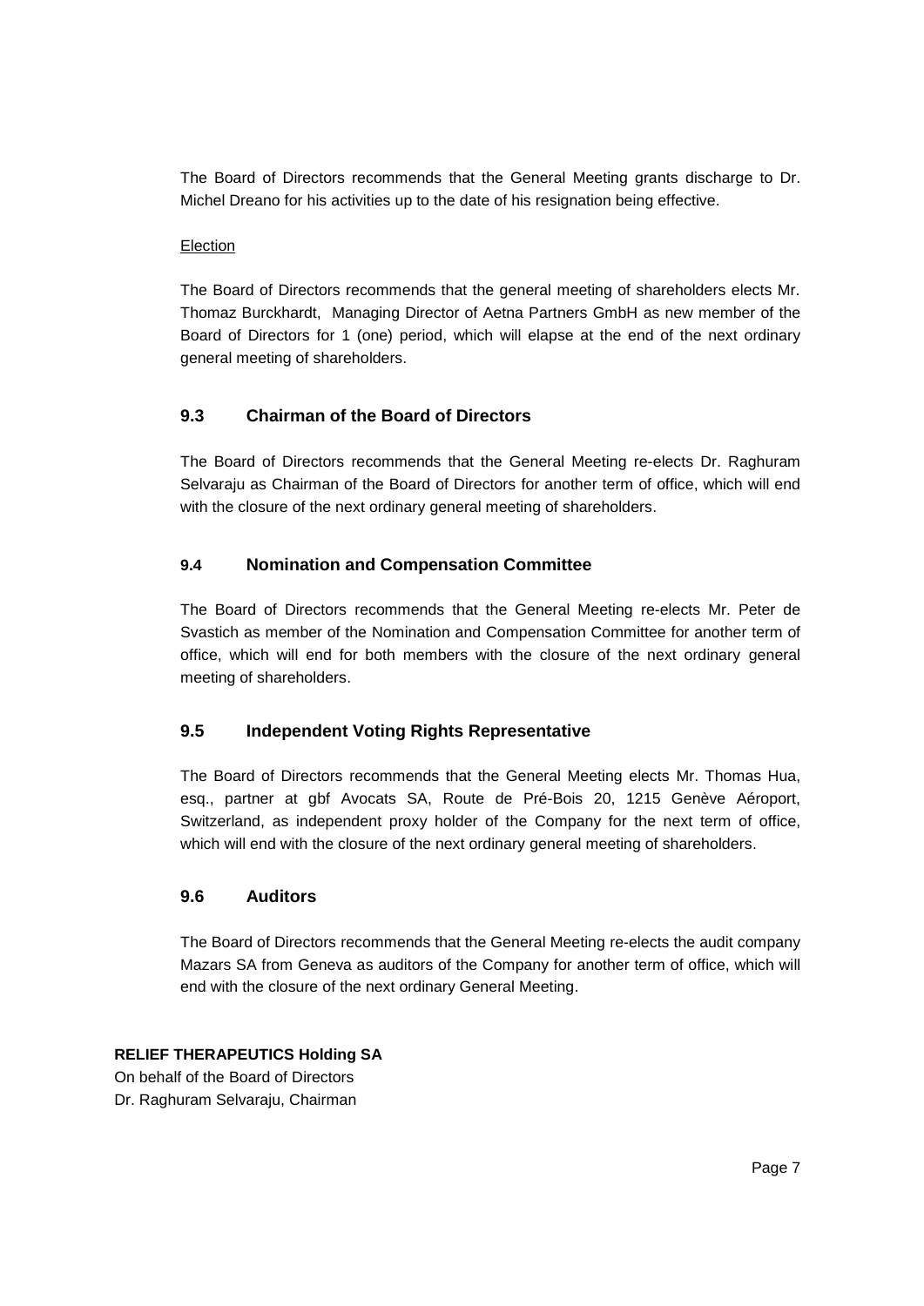The Board of Directors recommends that the General Meeting grants discharge to Dr. Michel Dreano for his activities up to the date of his resignation being effective.

Election

The Board of Directors recommends that the general meeting of shareholders elects Mr. Thomaz Burckhardt, Managing Director of Aetna Partners GmbH as new member of the Board of Directors for 1 (one) period, which will elapse at the end of the next ordinary general meeting of shareholders.

### 9.3 Chairman of the Board of Directors

The Board of Directors recommends that the General Meeting re-elects Dr. Raghuram Selvaraju as Chairman of the Board of Directors for another term of office, which will end with the closure of the next ordinary general meeting of shareholders.

### 9.4 Nomination and Compensation Committee

The Board of Directors recommends that the General Meeting re-elects Mr. Peter de Svastich as member of the Nomination and Compensation Committee for another term of office, which will end for both members with the closure of the next ordinary general meeting of shareholders.

### 9.5 Independent Voting Rights Representative

The Board of Directors recommends that the General Meeting elects Mr. Thomas Hua, esq., partner at gbf Avocats SA, Route de Pré-Bois 20, 1215 Genève Aéroport, Switzerland, as independent proxy holder of the Company for the next term of office, which will end with the closure of the next ordinary general meeting of shareholders.

### 9.6 Auditors

The Board of Directors recommends that the General Meeting re-elects the audit company Mazars SA from Geneva as auditors of the Company for another term of office, which will end with the closure of the next ordinary General Meeting.

**RELIEF THERAPEUTICS Holding SA**
On behalf of the Board of Directors
Dr. Raghuram Selvaraju, Chairman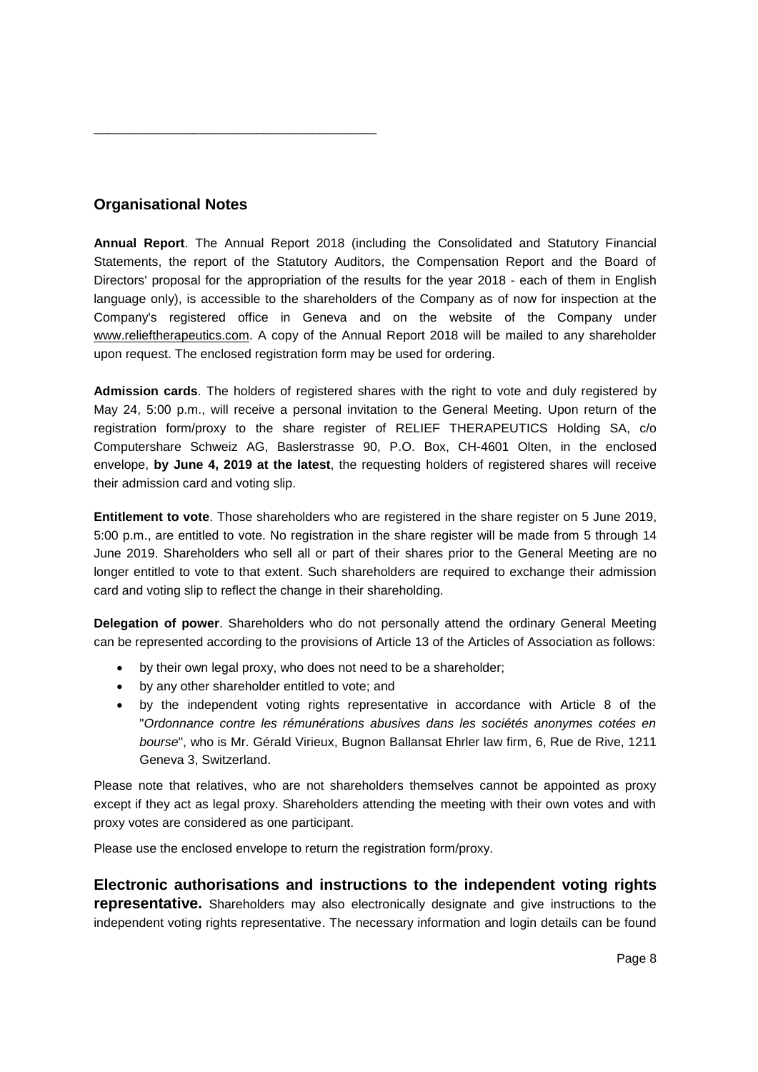---

## Organisational Notes

**Annual Report**. The Annual Report 2018 (including the Consolidated and Statutory Financial Statements, the report of the Statutory Auditors, the Compensation Report and the Board of Directors' proposal for the appropriation of the results for the year 2018 - each of them in English language only), is accessible to the shareholders of the Company as of now for inspection at the Company's registered office in Geneva and on the website of the Company under www.relieftherapeutics.com. A copy of the Annual Report 2018 will be mailed to any shareholder upon request. The enclosed registration form may be used for ordering.

**Admission cards**. The holders of registered shares with the right to vote and duly registered by May 24, 5:00 p.m., will receive a personal invitation to the General Meeting. Upon return of the registration form/proxy to the share register of RELIEF THERAPEUTICS Holding SA, c/o Computershare Schweiz AG, Baslerstrasse 90, P.O. Box, CH-4601 Olten, in the enclosed envelope, **by June 4, 2019 at the latest**, the requesting holders of registered shares will receive their admission card and voting slip.

**Entitlement to vote**. Those shareholders who are registered in the share register on 5 June 2019, 5:00 p.m., are entitled to vote. No registration in the share register will be made from 5 through 14 June 2019. Shareholders who sell all or part of their shares prior to the General Meeting are no longer entitled to vote to that extent. Such shareholders are required to exchange their admission card and voting slip to reflect the change in their shareholding.

**Delegation of power**. Shareholders who do not personally attend the ordinary General Meeting can be represented according to the provisions of Article 13 of the Articles of Association as follows:

- by their own legal proxy, who does not need to be a shareholder;
- by any other shareholder entitled to vote; and
- by the independent voting rights representative in accordance with Article 8 of the "*Ordonnance contre les rémunérations abusives dans les sociétés anonymes cotées en bourse*", who is Mr. Gérald Virieux, Bugnon Ballansat Ehrler law firm, 6, Rue de Rive, 1211 Geneva 3, Switzerland.

Please note that relatives, who are not shareholders themselves cannot be appointed as proxy except if they act as legal proxy. Shareholders attending the meeting with their own votes and with proxy votes are considered as one participant.

Please use the enclosed envelope to return the registration form/proxy.

**Electronic authorisations and instructions to the independent voting rights representative.** Shareholders may also electronically designate and give instructions to the independent voting rights representative. The necessary information and login details can be found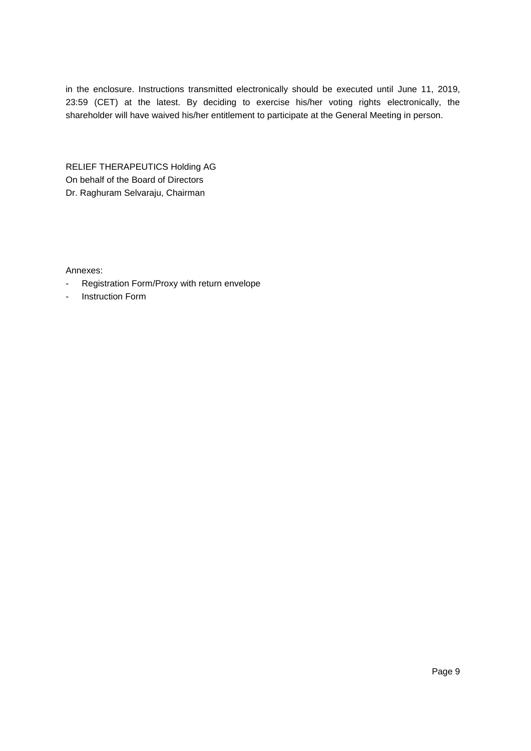in the enclosure. Instructions transmitted electronically should be executed until June 11, 2019, 23:59 (CET) at the latest. By deciding to exercise his/her voting rights electronically, the shareholder will have waived his/her entitlement to participate at the General Meeting in person.

RELIEF THERAPEUTICS Holding AG
On behalf of the Board of Directors
Dr. Raghuram Selvaraju, Chairman

Annexes:

- Registration Form/Proxy with return envelope
- Instruction Form